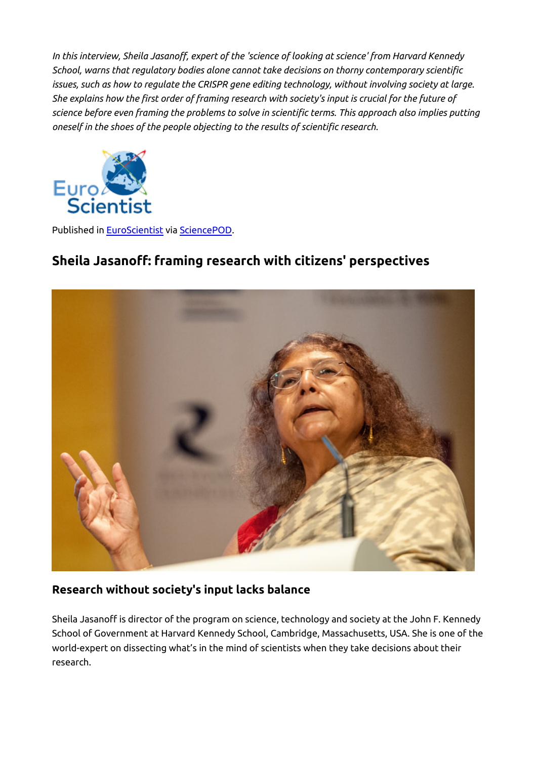*In this interview, Sheila Jasanoff, expert of the 'science of looking at science' from Harvard Kennedy School, warns that regulatory bodies alone cannot take decisions on thorny contemporary scientific issues, such as how to regulate the CRISPR gene editing technology, without involving society at large. She explains how the first order of framing research with society's input is crucial for the future of science before even framing the problems to solve in scientific terms. This approach also implies putting oneself in the shoes of the people objecting to the results of scientific research.*

Published in [EuroScientist](EuroScientist) via [SciencePOD](SciencePOD).

## Sheila Jasanoff: framing research with citizens' perspectives

### Research without society's input lacks balance

Sheila Jasanoff is director of the program on science, technology and society at the John F. Kennedy School of Government at Harvard Kennedy School, Cambridge, Massachusetts, USA. She is one of the world-expert on dissecting what's in the mind of scientists when they take decisions about their research.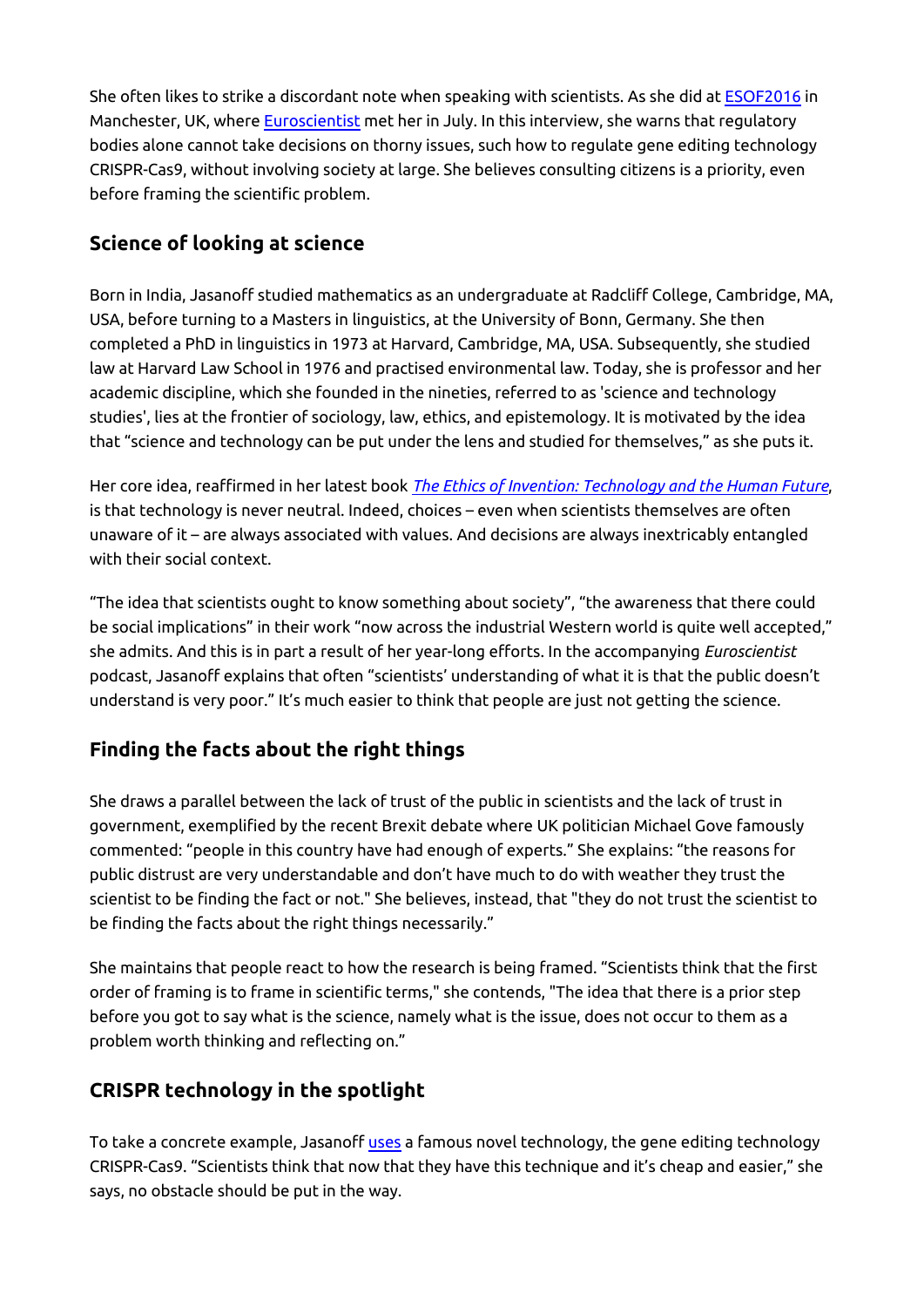She often likes to strike a discordant note when speaking with scientists. As she did at ESOF2016 in Manchester, UK, where Euroscientist met her in July. In this interview, she warns that regulatory bodies alone cannot take decisions on thorny issues, such how to regulate gene editing technology CRISPR-Cas9, without involving society at large. She believes consulting citizens is a priority, even before framing the scientific problem.

## Science of looking at science

Born in India, Jasanoff studied mathematics as an undergraduate at Radcliff College, Cambridge, MA, USA, before turning to a Masters in linguistics, at the University of Bonn, Germany. She then completed a PhD in linguistics in 1973 at Harvard, Cambridge, MA, USA. Subsequently, she studied law at Harvard Law School in 1976 and practised environmental law. Today, she is professor and her academic discipline, which she founded in the nineties, referred to as 'science and technology studies', lies at the frontier of sociology, law, ethics, and epistemology. It is motivated by the idea that "science and technology can be put under the lens and studied for themselves," as she puts it.

Her core idea, reaffirmed in her latest book *The Ethics of Invention: Technology and the Human Future*, is that technology is never neutral. Indeed, choices – even when scientists themselves are often unaware of it – are always associated with values. And decisions are always inextricably entangled with their social context.

"The idea that scientists ought to know something about society", "the awareness that there could be social implications" in their work "now across the industrial Western world is quite well accepted," she admits. And this is in part a result of her year-long efforts. In the accompanying *Euroscientist* podcast, Jasanoff explains that often "scientists' understanding of what it is that the public doesn't understand is very poor." It's much easier to think that people are just not getting the science.

## Finding the facts about the right things

She draws a parallel between the lack of trust of the public in scientists and the lack of trust in government, exemplified by the recent Brexit debate where UK politician Michael Gove famously commented: "people in this country have had enough of experts." She explains: "the reasons for public distrust are very understandable and don't have much to do with weather they trust the scientist to be finding the fact or not." She believes, instead, that "they do not trust the scientist to be finding the facts about the right things necessarily."

She maintains that people react to how the research is being framed. "Scientists think that the first order of framing is to frame in scientific terms," she contends, "The idea that there is a prior step before you got to say what is the science, namely what is the issue, does not occur to them as a problem worth thinking and reflecting on."

## CRISPR technology in the spotlight

To take a concrete example, Jasanoff uses a famous novel technology, the gene editing technology CRISPR-Cas9. "Scientists think that now that they have this technique and it's cheap and easier," she says, no obstacle should be put in the way.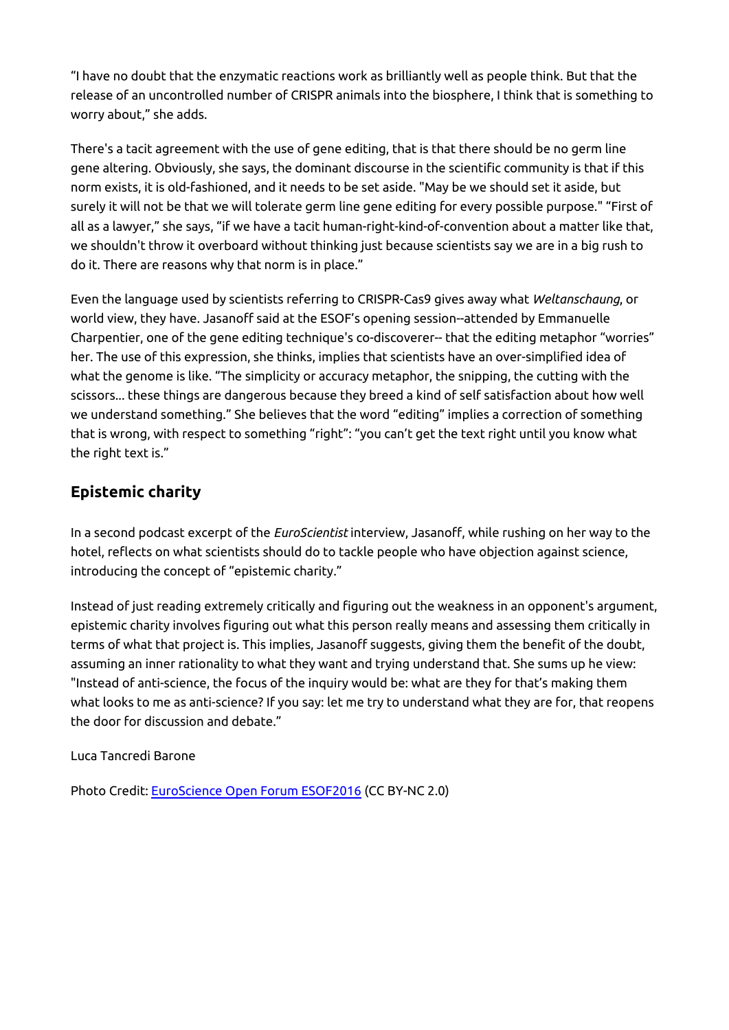“I have no doubt that the enzymatic reactions work as brilliantly well as people think. But that the release of an uncontrolled number of CRISPR animals into the biosphere, I think that is something to worry about,” she adds.

There's a tacit agreement with the use of gene editing, that is that there should be no germ line gene altering. Obviously, she says, the dominant discourse in the scientific community is that if this norm exists, it is old-fashioned, and it needs to be set aside. "May be we should set it aside, but surely it will not be that we will tolerate germ line gene editing for every possible purpose." “First of all as a lawyer,” she says, “if we have a tacit human-right-kind-of-convention about a matter like that, we shouldn't throw it overboard without thinking just because scientists say we are in a big rush to do it. There are reasons why that norm is in place.”

Even the language used by scientists referring to CRISPR-Cas9 gives away what *Weltanschaung*, or world view, they have. Jasanoff said at the ESOF’s opening session--attended by Emmanuelle Charpentier, one of the gene editing technique's co-discoverer-- that the editing metaphor “worries” her. The use of this expression, she thinks, implies that scientists have an over-simplified idea of what the genome is like. “The simplicity or accuracy metaphor, the snipping, the cutting with the scissors... these things are dangerous because they breed a kind of self satisfaction about how well we understand something.” She believes that the word “editing” implies a correction of something that is wrong, with respect to something “right”: “you can’t get the text right until you know what the right text is.”

## Epistemic charity

In a second podcast excerpt of the *EuroScientist* interview, Jasanoff, while rushing on her way to the hotel, reflects on what scientists should do to tackle people who have objection against science, introducing the concept of “epistemic charity.”

Instead of just reading extremely critically and figuring out the weakness in an opponent's argument, epistemic charity involves figuring out what this person really means and assessing them critically in terms of what that project is. This implies, Jasanoff suggests, giving them the benefit of the doubt, assuming an inner rationality to what they want and trying understand that. She sums up he view: "Instead of anti-science, the focus of the inquiry would be: what are they for that’s making them what looks to me as anti-science? If you say: let me try to understand what they are for, that reopens the door for discussion and debate.”

Luca Tancredi Barone

Photo Credit: [EuroScience Open Forum ESOF2016](EuroScience Open Forum ESOF2016) (CC BY-NC 2.0)